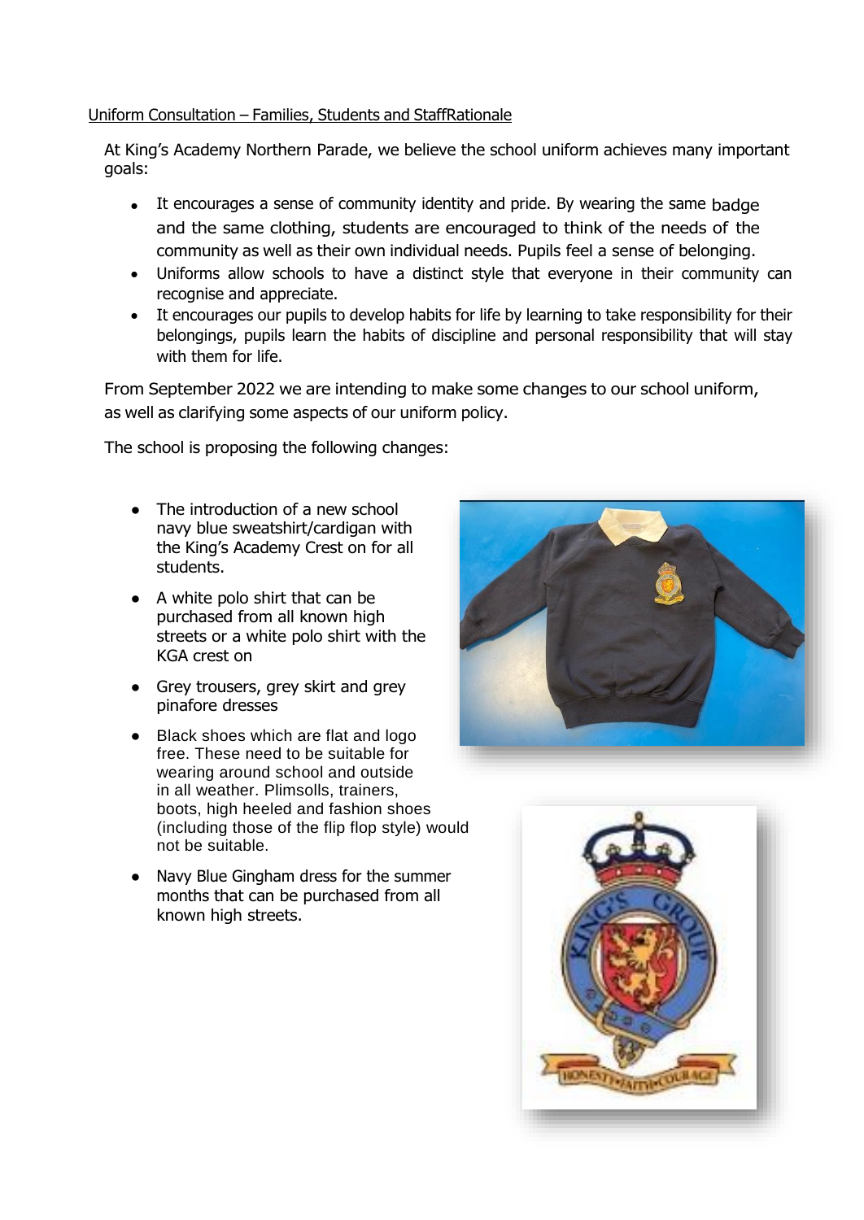Uniform Consultation – Families, Students and StaffRationale

At King's Academy Northern Parade, we believe the school uniform achieves many important goals:

- It encourages a sense of community identity and pride. By wearing the same badge and the same clothing, students are encouraged to think of the needs of the community as well as their own individual needs. Pupils feel a sense of belonging.
- Uniforms allow schools to have a distinct style that everyone in their community can recognise and appreciate.
- It encourages our pupils to develop habits for life by learning to take responsibility for their belongings, pupils learn the habits of discipline and personal responsibility that will stay with them for life.

From September 2022 we are intending to make some changes to our school uniform, as well as clarifying some aspects of our uniform policy.

The school is proposing the following changes:

- The introduction of a new school navy blue sweatshirt/cardigan with the King's Academy Crest on for all students.
- A white polo shirt that can be purchased from all known high streets or a white polo shirt with the KGA crest on
- Grey trousers, grey skirt and grey pinafore dresses
- Black shoes which are flat and logo free. These need to be suitable for wearing around school and outside in all weather. Plimsolls, trainers, boots, high heeled and fashion shoes (including those of the flip flop style) would not be suitable.
- Navy Blue Gingham dress for the summer months that can be purchased from all known high streets.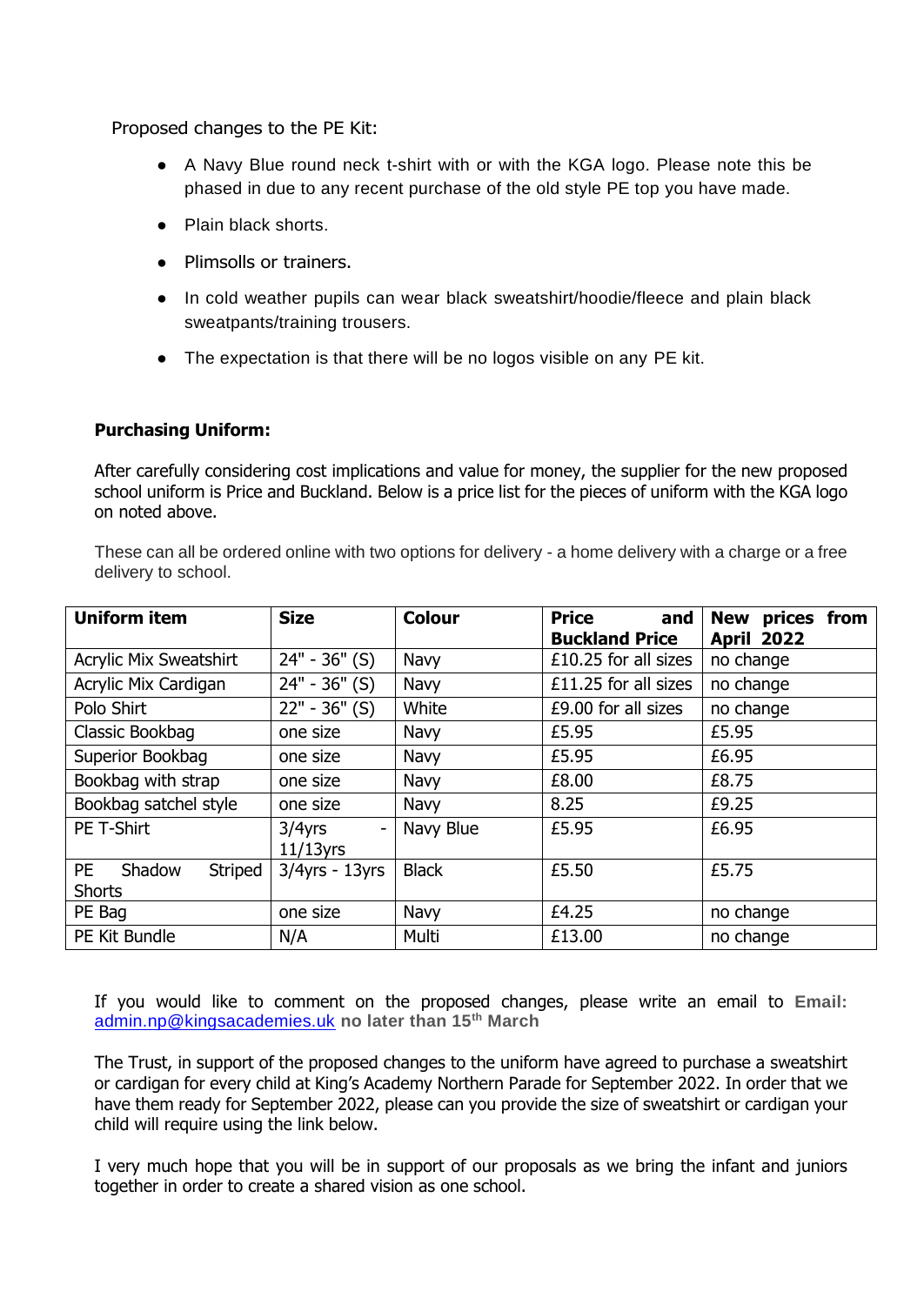Proposed changes to the PE Kit:

- A Navy Blue round neck t-shirt with or with the KGA logo. Please note this be phased in due to any recent purchase of the old style PE top you have made.
- Plain black shorts.
- Plimsolls or trainers.
- In cold weather pupils can wear black sweatshirt/hoodie/fleece and plain black sweatpants/training trousers.
- The expectation is that there will be no logos visible on any PE kit.

**Purchasing Uniform:**

After carefully considering cost implications and value for money, the supplier for the new proposed school uniform is Price and Buckland. Below is a price list for the pieces of uniform with the KGA logo on noted above.

These can all be ordered online with two options for delivery - a home delivery with a charge or a free delivery to school.

| Uniform item | Size | Colour | Price and Buckland Price | New prices from April 2022 |
|---|---|---|---|---|
| Acrylic Mix Sweatshirt | 24" - 36" (S) | Navy | £10.25 for all sizes | no change |
| Acrylic Mix Cardigan | 24" - 36" (S) | Navy | £11.25 for all sizes | no change |
| Polo Shirt | 22" - 36" (S) | White | £9.00 for all sizes | no change |
| Classic Bookbag | one size | Navy | £5.95 | £5.95 |
| Superior Bookbag | one size | Navy | £5.95 | £6.95 |
| Bookbag with strap | one size | Navy | £8.00 | £8.75 |
| Bookbag satchel style | one size | Navy | 8.25 | £9.25 |
| PE T-Shirt | 3/4yrs - 11/13yrs | Navy Blue | £5.95 | £6.95 |
| PE Shadow Striped Shorts | 3/4yrs - 13yrs | Black | £5.50 | £5.75 |
| PE Bag | one size | Navy | £4.25 | no change |
| PE Kit Bundle | N/A | Multi | £13.00 | no change |

If you would like to comment on the proposed changes, please write an email to **Email:** admin.np@kingsacademies.uk **no later than 15th March**

The Trust, in support of the proposed changes to the uniform have agreed to purchase a sweatshirt or cardigan for every child at King's Academy Northern Parade for September 2022. In order that we have them ready for September 2022, please can you provide the size of sweatshirt or cardigan your child will require using the link below.

I very much hope that you will be in support of our proposals as we bring the infant and juniors together in order to create a shared vision as one school.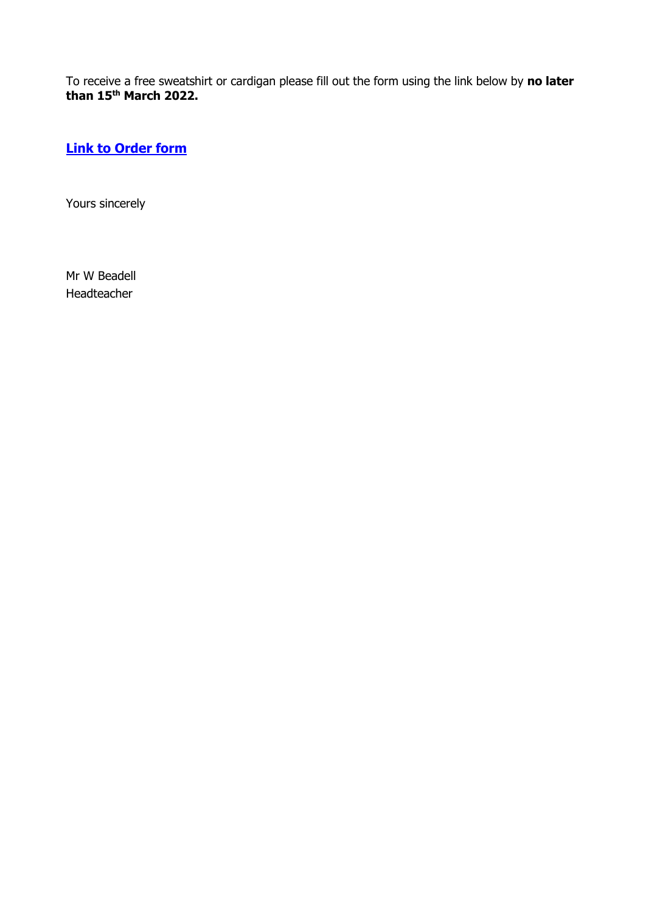To receive a free sweatshirt or cardigan please fill out the form using the link below by **no later than 15th March 2022.**

**Link to Order form**

Yours sincerely

Mr W Beadell
Headteacher